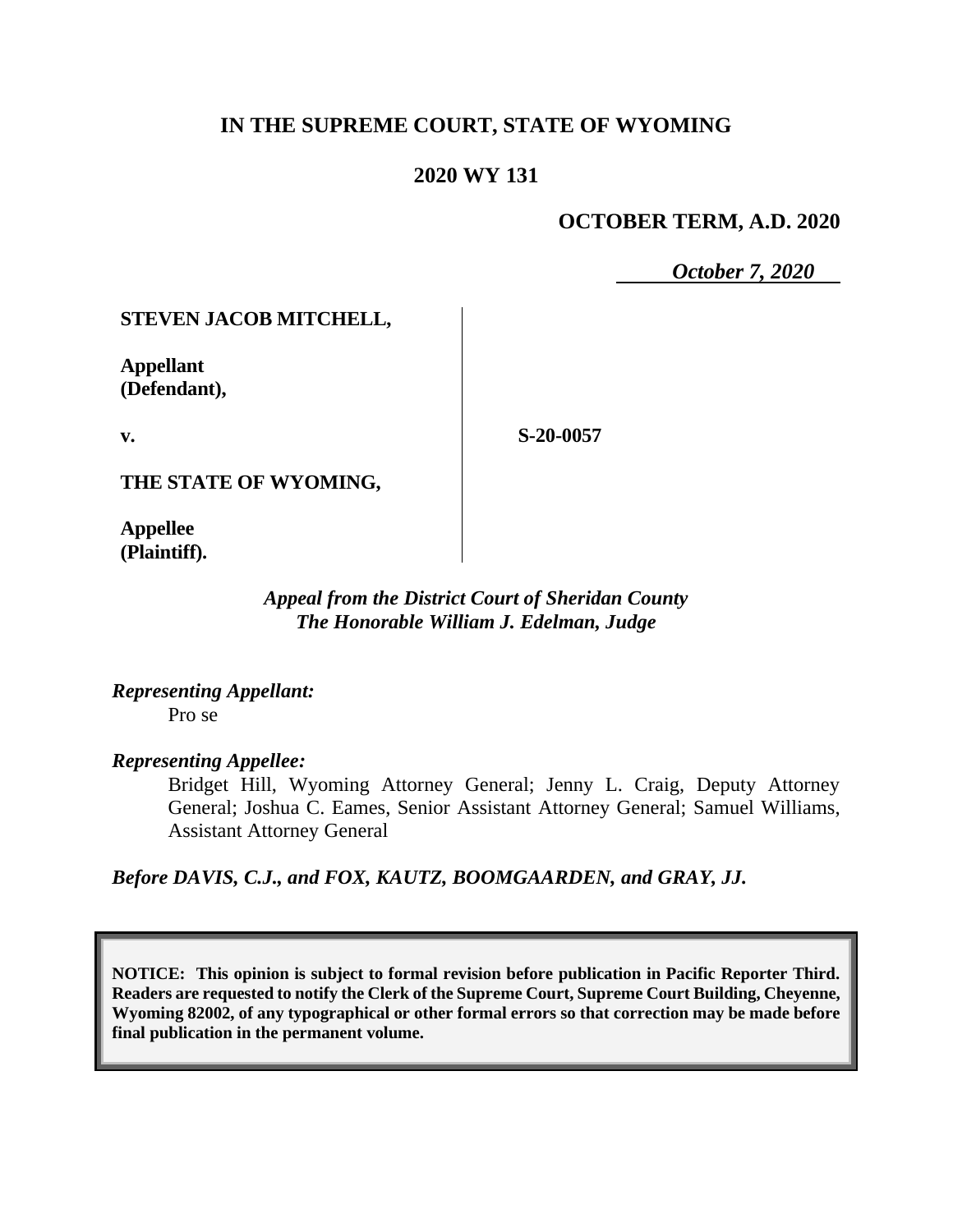# IN THE SUPREME COURT, STATE OF WYOMING

## 2020 WY 131

**OCTOBER TERM, A.D. 2020**

***October 7, 2020***

| | |
|---|---|
| **STEVEN JACOB MITCHELL,** | |
| **Appellant (Defendant),** | |
| **v.** | **S-20-0057** |
| **THE STATE OF WYOMING,** | |
| **Appellee (Plaintiff).** | |

*Appeal from the District Court of Sheridan County*
*The Honorable William J. Edelman, Judge*

*Representing Appellant:*

Pro se

*Representing Appellee:*

Bridget Hill, Wyoming Attorney General; Jenny L. Craig, Deputy Attorney General; Joshua C. Eames, Senior Assistant Attorney General; Samuel Williams, Assistant Attorney General

*Before DAVIS, C.J., and FOX, KAUTZ, BOOMGAARDEN, and GRAY, JJ.*

**NOTICE: This opinion is subject to formal revision before publication in Pacific Reporter Third. Readers are requested to notify the Clerk of the Supreme Court, Supreme Court Building, Cheyenne, Wyoming 82002, of any typographical or other formal errors so that correction may be made before final publication in the permanent volume.**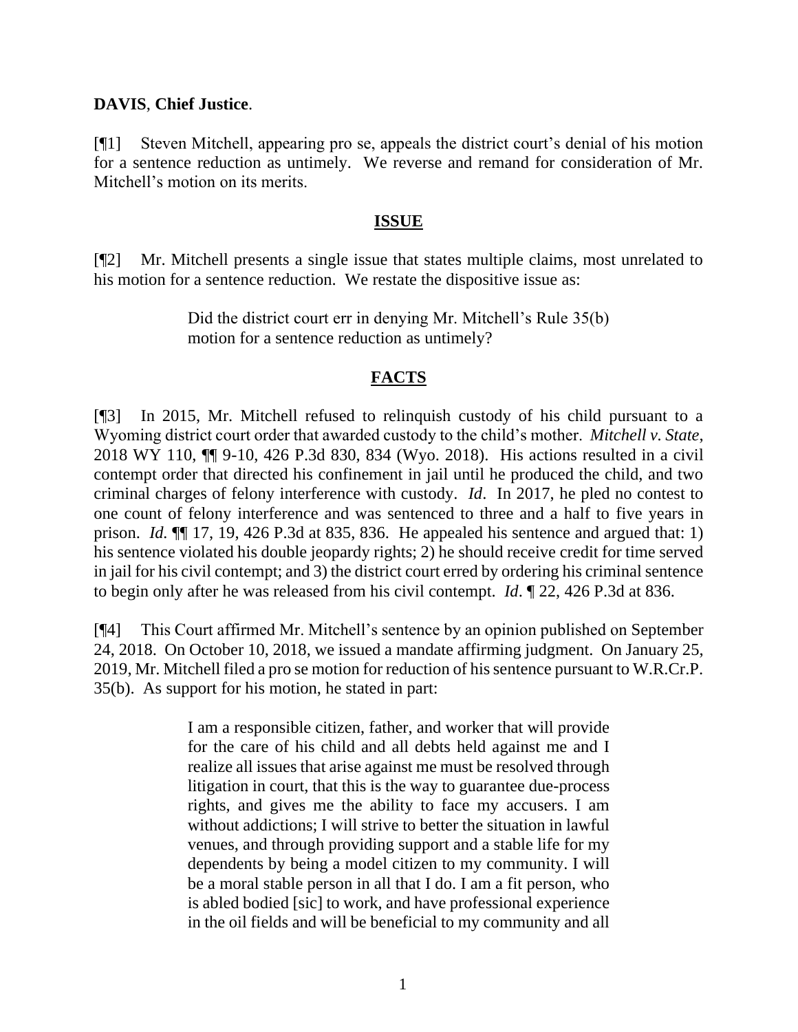**DAVIS**, **Chief Justice**.

[¶1] Steven Mitchell, appearing pro se, appeals the district court's denial of his motion for a sentence reduction as untimely. We reverse and remand for consideration of Mr. Mitchell's motion on its merits.

## ISSUE

[¶2] Mr. Mitchell presents a single issue that states multiple claims, most unrelated to his motion for a sentence reduction. We restate the dispositive issue as:

> Did the district court err in denying Mr. Mitchell's Rule 35(b) motion for a sentence reduction as untimely?

## FACTS

[¶3] In 2015, Mr. Mitchell refused to relinquish custody of his child pursuant to a Wyoming district court order that awarded custody to the child's mother. *Mitchell v. State*, 2018 WY 110, ¶¶ 9-10, 426 P.3d 830, 834 (Wyo. 2018). His actions resulted in a civil contempt order that directed his confinement in jail until he produced the child, and two criminal charges of felony interference with custody. *Id*. In 2017, he pled no contest to one count of felony interference and was sentenced to three and a half to five years in prison. *Id.* ¶¶ 17, 19, 426 P.3d at 835, 836. He appealed his sentence and argued that: 1) his sentence violated his double jeopardy rights; 2) he should receive credit for time served in jail for his civil contempt; and 3) the district court erred by ordering his criminal sentence to begin only after he was released from his civil contempt. *Id*. ¶ 22, 426 P.3d at 836.

[¶4] This Court affirmed Mr. Mitchell's sentence by an opinion published on September 24, 2018. On October 10, 2018, we issued a mandate affirming judgment. On January 25, 2019, Mr. Mitchell filed a pro se motion for reduction of his sentence pursuant to W.R.Cr.P. 35(b). As support for his motion, he stated in part:

> I am a responsible citizen, father, and worker that will provide for the care of his child and all debts held against me and I realize all issues that arise against me must be resolved through litigation in court, that this is the way to guarantee due-process rights, and gives me the ability to face my accusers. I am without addictions; I will strive to better the situation in lawful venues, and through providing support and a stable life for my dependents by being a model citizen to my community. I will be a moral stable person in all that I do. I am a fit person, who is abled bodied [sic] to work, and have professional experience in the oil fields and will be beneficial to my community and all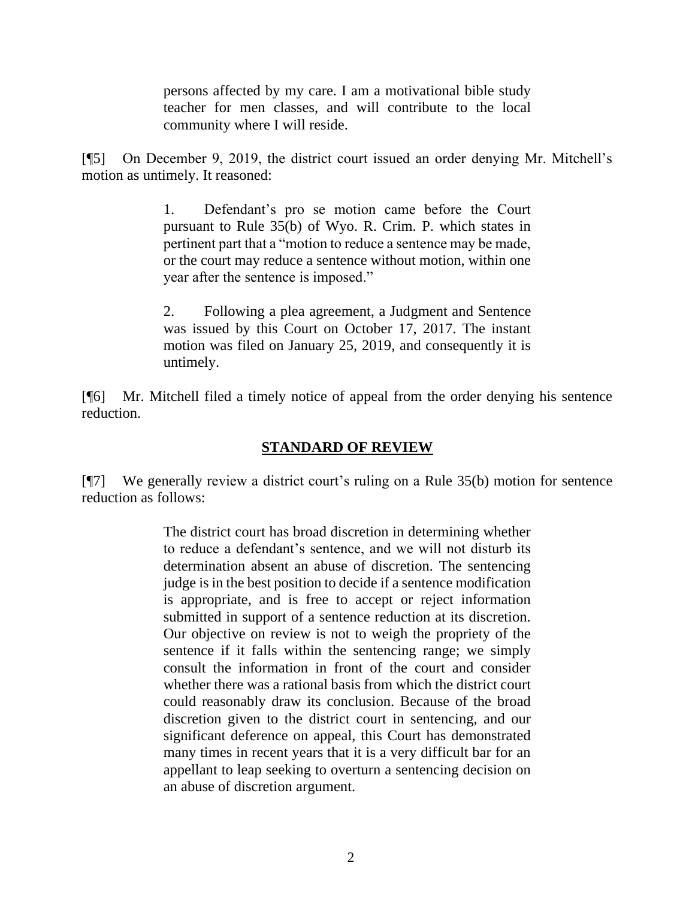> persons affected by my care. I am a motivational bible study teacher for men classes, and will contribute to the local community where I will reside.

[¶5] On December 9, 2019, the district court issued an order denying Mr. Mitchell's motion as untimely. It reasoned:

> 1. Defendant's pro se motion came before the Court pursuant to Rule 35(b) of Wyo. R. Crim. P. which states in pertinent part that a "motion to reduce a sentence may be made, or the court may reduce a sentence without motion, within one year after the sentence is imposed."
>
> 2. Following a plea agreement, a Judgment and Sentence was issued by this Court on October 17, 2017. The instant motion was filed on January 25, 2019, and consequently it is untimely.

[¶6] Mr. Mitchell filed a timely notice of appeal from the order denying his sentence reduction.

## STANDARD OF REVIEW

[¶7] We generally review a district court's ruling on a Rule 35(b) motion for sentence reduction as follows:

> The district court has broad discretion in determining whether to reduce a defendant's sentence, and we will not disturb its determination absent an abuse of discretion. The sentencing judge is in the best position to decide if a sentence modification is appropriate, and is free to accept or reject information submitted in support of a sentence reduction at its discretion. Our objective on review is not to weigh the propriety of the sentence if it falls within the sentencing range; we simply consult the information in front of the court and consider whether there was a rational basis from which the district court could reasonably draw its conclusion. Because of the broad discretion given to the district court in sentencing, and our significant deference on appeal, this Court has demonstrated many times in recent years that it is a very difficult bar for an appellant to leap seeking to overturn a sentencing decision on an abuse of discretion argument.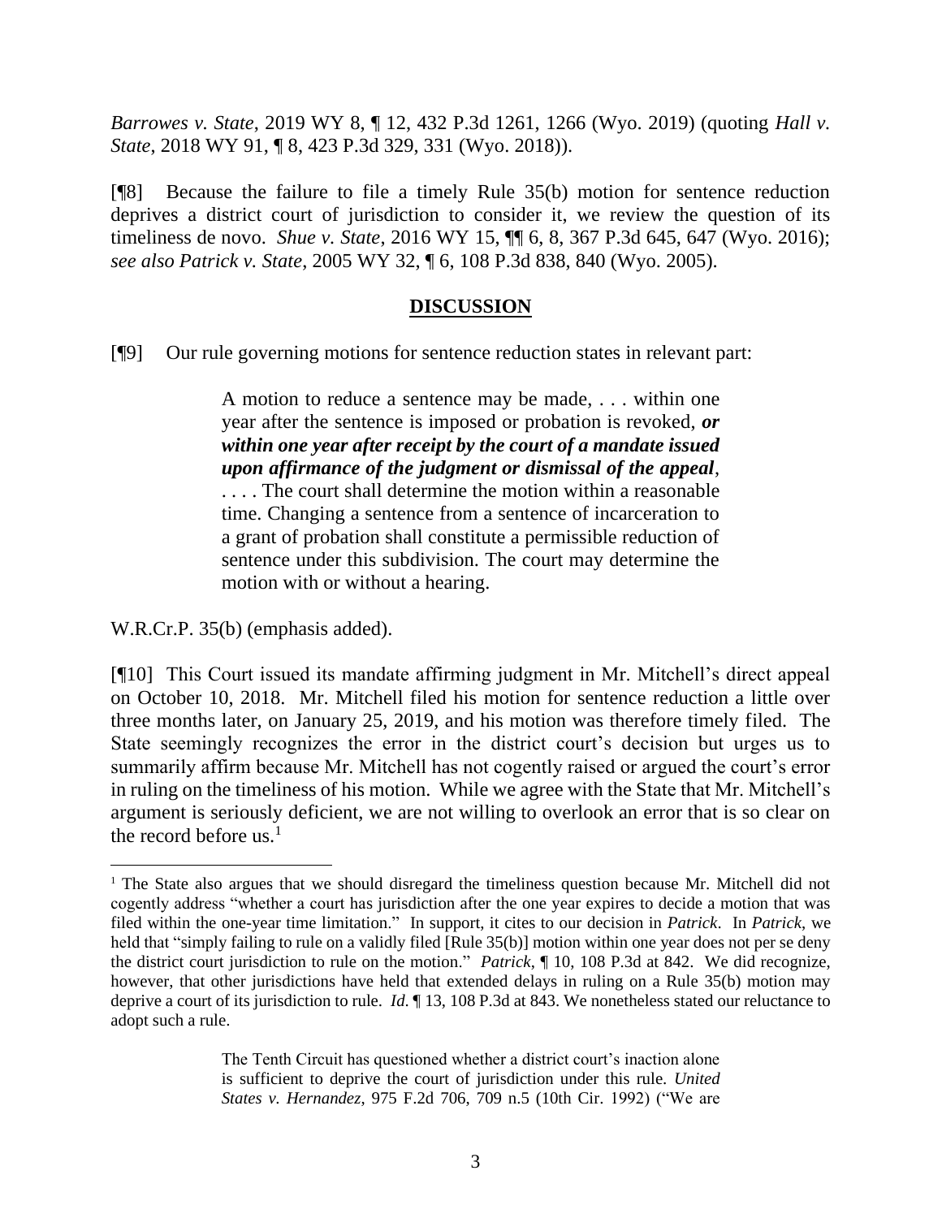*Barrowes v. State*, 2019 WY 8, ¶ 12, 432 P.3d 1261, 1266 (Wyo. 2019) (quoting *Hall v. State*, 2018 WY 91, ¶ 8, 423 P.3d 329, 331 (Wyo. 2018)).

[¶8] Because the failure to file a timely Rule 35(b) motion for sentence reduction deprives a district court of jurisdiction to consider it, we review the question of its timeliness de novo. *Shue v. State*, 2016 WY 15, ¶¶ 6, 8, 367 P.3d 645, 647 (Wyo. 2016); *see also Patrick v. State*, 2005 WY 32, ¶ 6, 108 P.3d 838, 840 (Wyo. 2005).

## DISCUSSION

[¶9] Our rule governing motions for sentence reduction states in relevant part:

> A motion to reduce a sentence may be made, . . . within one year after the sentence is imposed or probation is revoked, ***or within one year after receipt by the court of a mandate issued upon affirmance of the judgment or dismissal of the appeal***, . . . . The court shall determine the motion within a reasonable time. Changing a sentence from a sentence of incarceration to a grant of probation shall constitute a permissible reduction of sentence under this subdivision. The court may determine the motion with or without a hearing.

W.R.Cr.P. 35(b) (emphasis added).

[¶10] This Court issued its mandate affirming judgment in Mr. Mitchell's direct appeal on October 10, 2018. Mr. Mitchell filed his motion for sentence reduction a little over three months later, on January 25, 2019, and his motion was therefore timely filed. The State seemingly recognizes the error in the district court's decision but urges us to summarily affirm because Mr. Mitchell has not cogently raised or argued the court's error in ruling on the timeliness of his motion. While we agree with the State that Mr. Mitchell's argument is seriously deficient, we are not willing to overlook an error that is so clear on the record before us.[1]

---

[1] The State also argues that we should disregard the timeliness question because Mr. Mitchell did not cogently address "whether a court has jurisdiction after the one year expires to decide a motion that was filed within the one-year time limitation." In support, it cites to our decision in *Patrick*. In *Patrick*, we held that "simply failing to rule on a validly filed [Rule 35(b)] motion within one year does not per se deny the district court jurisdiction to rule on the motion." *Patrick*, ¶ 10, 108 P.3d at 842. We did recognize, however, that other jurisdictions have held that extended delays in ruling on a Rule 35(b) motion may deprive a court of its jurisdiction to rule. *Id*. ¶ 13, 108 P.3d at 843. We nonetheless stated our reluctance to adopt such a rule.

> The Tenth Circuit has questioned whether a district court's inaction alone is sufficient to deprive the court of jurisdiction under this rule. *United States v. Hernandez*, 975 F.2d 706, 709 n.5 (10th Cir. 1992) ("We are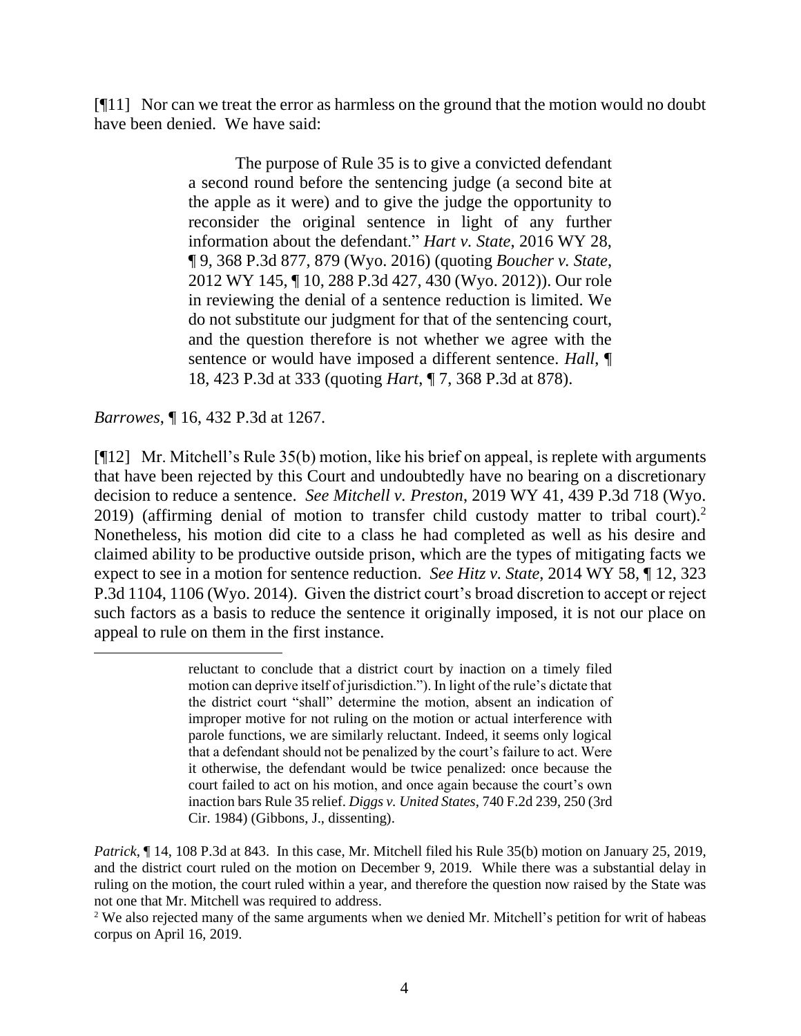[¶11] Nor can we treat the error as harmless on the ground that the motion would no doubt have been denied. We have said:

> The purpose of Rule 35 is to give a convicted defendant a second round before the sentencing judge (a second bite at the apple as it were) and to give the judge the opportunity to reconsider the original sentence in light of any further information about the defendant." *Hart v. State*, 2016 WY 28, ¶ 9, 368 P.3d 877, 879 (Wyo. 2016) (quoting *Boucher v. State*, 2012 WY 145, ¶ 10, 288 P.3d 427, 430 (Wyo. 2012)). Our role in reviewing the denial of a sentence reduction is limited. We do not substitute our judgment for that of the sentencing court, and the question therefore is not whether we agree with the sentence or would have imposed a different sentence. *Hall*, ¶ 18, 423 P.3d at 333 (quoting *Hart*, ¶ 7, 368 P.3d at 878).

*Barrowes*, ¶ 16, 432 P.3d at 1267.

[¶12] Mr. Mitchell's Rule 35(b) motion, like his brief on appeal, is replete with arguments that have been rejected by this Court and undoubtedly have no bearing on a discretionary decision to reduce a sentence. *See Mitchell v. Preston*, 2019 WY 41, 439 P.3d 718 (Wyo. 2019) (affirming denial of motion to transfer child custody matter to tribal court).[2] Nonetheless, his motion did cite to a class he had completed as well as his desire and claimed ability to be productive outside prison, which are the types of mitigating facts we expect to see in a motion for sentence reduction. *See Hitz v. State*, 2014 WY 58, ¶ 12, 323 P.3d 1104, 1106 (Wyo. 2014). Given the district court's broad discretion to accept or reject such factors as a basis to reduce the sentence it originally imposed, it is not our place on appeal to rule on them in the first instance.

---

> reluctant to conclude that a district court by inaction on a timely filed motion can deprive itself of jurisdiction."). In light of the rule's dictate that the district court "shall" determine the motion, absent an indication of improper motive for not ruling on the motion or actual interference with parole functions, we are similarly reluctant. Indeed, it seems only logical that a defendant should not be penalized by the court's failure to act. Were it otherwise, the defendant would be twice penalized: once because the court failed to act on his motion, and once again because the court's own inaction bars Rule 35 relief. *Diggs v. United States*, 740 F.2d 239, 250 (3rd Cir. 1984) (Gibbons, J., dissenting).

*Patrick*, ¶ 14, 108 P.3d at 843. In this case, Mr. Mitchell filed his Rule 35(b) motion on January 25, 2019, and the district court ruled on the motion on December 9, 2019. While there was a substantial delay in ruling on the motion, the court ruled within a year, and therefore the question now raised by the State was not one that Mr. Mitchell was required to address.

[2] We also rejected many of the same arguments when we denied Mr. Mitchell's petition for writ of habeas corpus on April 16, 2019.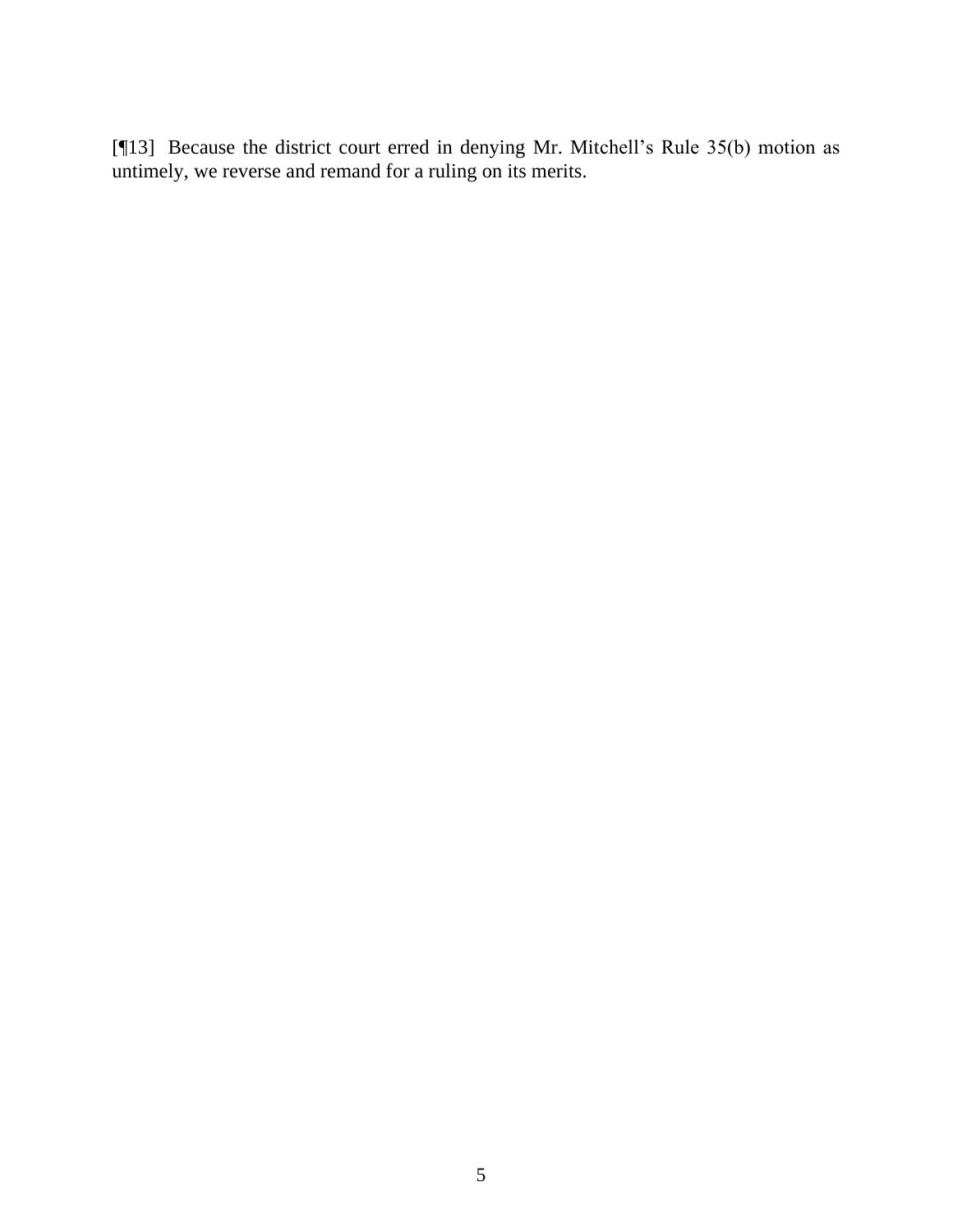[¶13] Because the district court erred in denying Mr. Mitchell's Rule 35(b) motion as untimely, we reverse and remand for a ruling on its merits.